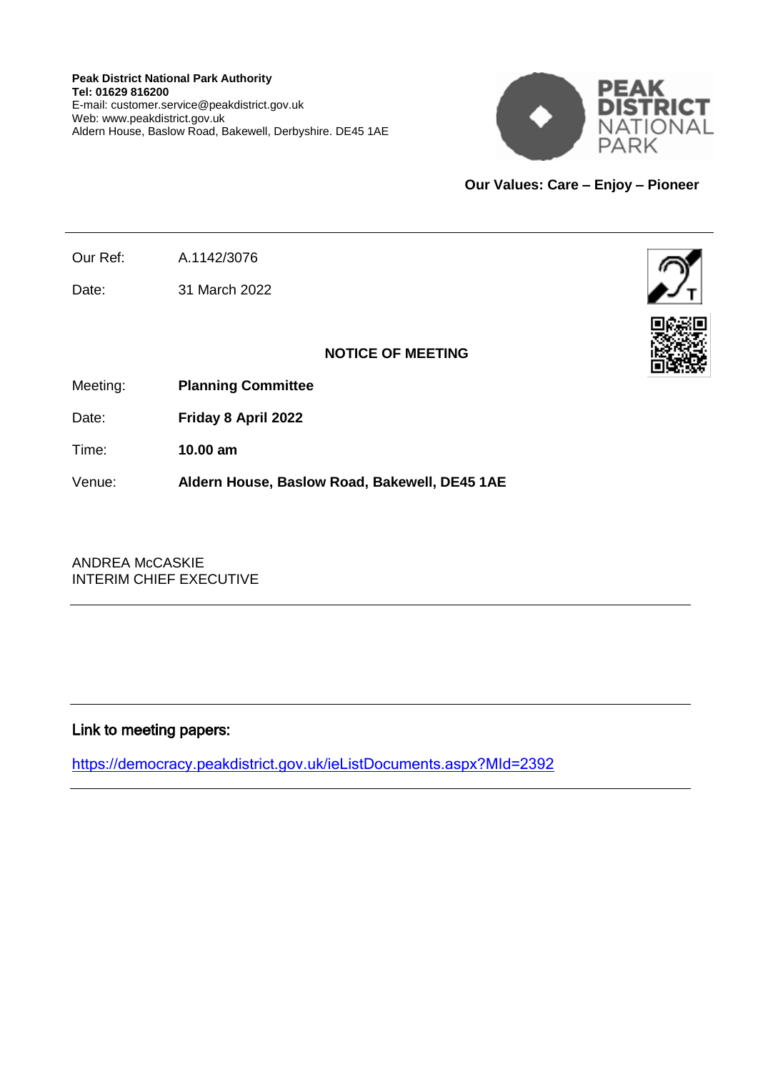**Peak District National Park Authority**
**Tel: 01629 816200**
E-mail: customer.service@peakdistrict.gov.uk
Web: www.peakdistrict.gov.uk
Aldern House, Baslow Road, Bakewell, Derbyshire. DE45 1AE

**Our Values: Care – Enjoy – Pioneer**

---

Our Ref: A.1142/3076

Date: 31 March 2022

**NOTICE OF MEETING**

Meeting: **Planning Committee**

Date: **Friday 8 April 2022**

Time: **10.00 am**

Venue: **Aldern House, Baslow Road, Bakewell, DE45 1AE**

ANDREA McCASKIE
INTERIM CHIEF EXECUTIVE

---

---

Link to meeting papers:

https://democracy.peakdistrict.gov.uk/ieListDocuments.aspx?MId=2392

---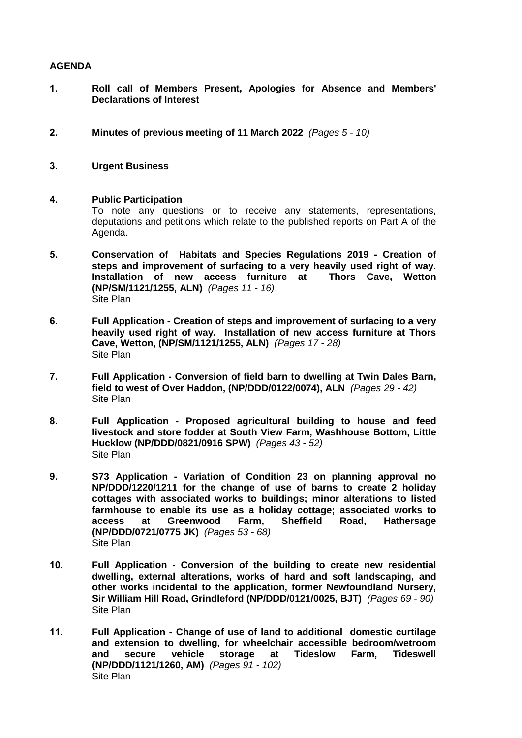## AGENDA

1. **Roll call of Members Present, Apologies for Absence and Members' Declarations of Interest**

2. **Minutes of previous meeting of 11 March 2022** *(Pages 5 - 10)*

3. **Urgent Business**

4. **Public Participation**
   To note any questions or to receive any statements, representations, deputations and petitions which relate to the published reports on Part A of the Agenda.

5. **Conservation of Habitats and Species Regulations 2019 - Creation of steps and improvement of surfacing to a very heavily used right of way. Installation of new access furniture at Thors Cave, Wetton (NP/SM/1121/1255, ALN)** *(Pages 11 - 16)*
   Site Plan

6. **Full Application - Creation of steps and improvement of surfacing to a very heavily used right of way. Installation of new access furniture at Thors Cave, Wetton, (NP/SM/1121/1255, ALN)** *(Pages 17 - 28)*
   Site Plan

7. **Full Application - Conversion of field barn to dwelling at Twin Dales Barn, field to west of Over Haddon, (NP/DDD/0122/0074), ALN** *(Pages 29 - 42)*
   Site Plan

8. **Full Application - Proposed agricultural building to house and feed livestock and store fodder at South View Farm, Washhouse Bottom, Little Hucklow (NP/DDD/0821/0916 SPW)** *(Pages 43 - 52)*
   Site Plan

9. **S73 Application - Variation of Condition 23 on planning approval no NP/DDD/1220/1211 for the change of use of barns to create 2 holiday cottages with associated works to buildings; minor alterations to listed farmhouse to enable its use as a holiday cottage; associated works to access at Greenwood Farm, Sheffield Road, Hathersage (NP/DDD/0721/0775 JK)** *(Pages 53 - 68)*
   Site Plan

10. **Full Application - Conversion of the building to create new residential dwelling, external alterations, works of hard and soft landscaping, and other works incidental to the application, former Newfoundland Nursery, Sir William Hill Road, Grindleford (NP/DDD/0121/0025, BJT)** *(Pages 69 - 90)*
    Site Plan

11. **Full Application - Change of use of land to additional domestic curtilage and extension to dwelling, for wheelchair accessible bedroom/wetroom and secure vehicle storage at Tideslow Farm, Tideswell (NP/DDD/1121/1260, AM)** *(Pages 91 - 102)*
    Site Plan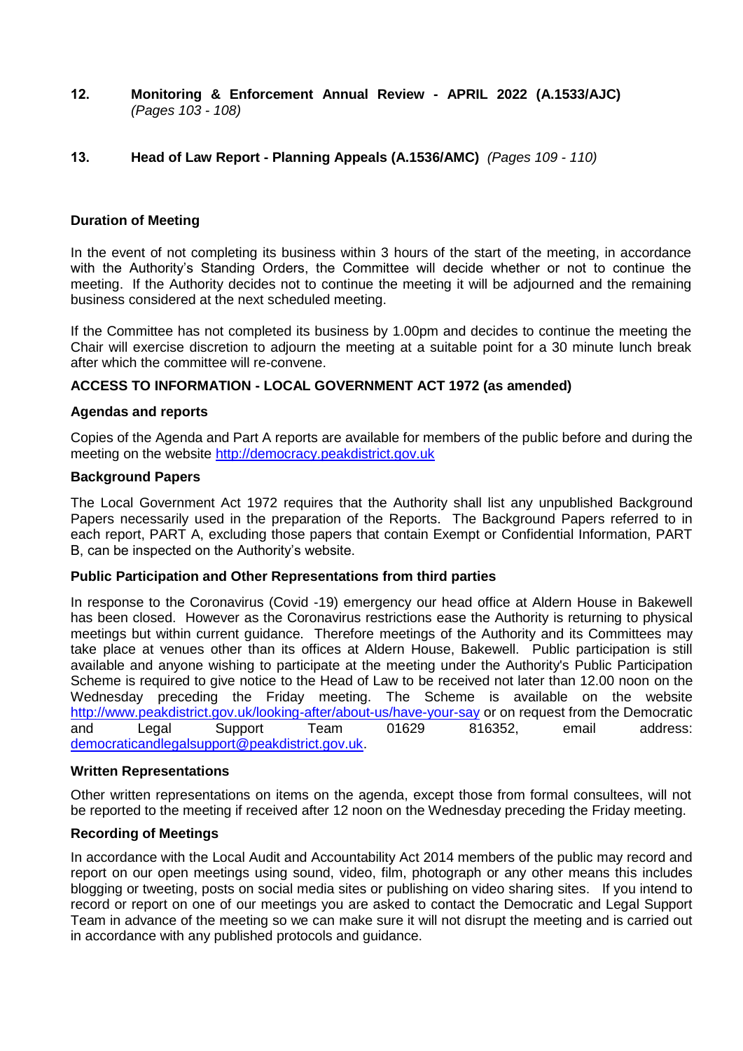**12. Monitoring & Enforcement Annual Review - APRIL 2022 (A.1533/AJC)** *(Pages 103 - 108)*

**13. Head of Law Report - Planning Appeals (A.1536/AMC)** *(Pages 109 - 110)*

**Duration of Meeting**

In the event of not completing its business within 3 hours of the start of the meeting, in accordance with the Authority's Standing Orders, the Committee will decide whether or not to continue the meeting. If the Authority decides not to continue the meeting it will be adjourned and the remaining business considered at the next scheduled meeting.

If the Committee has not completed its business by 1.00pm and decides to continue the meeting the Chair will exercise discretion to adjourn the meeting at a suitable point for a 30 minute lunch break after which the committee will re-convene.

**ACCESS TO INFORMATION - LOCAL GOVERNMENT ACT 1972 (as amended)**

**Agendas and reports**

Copies of the Agenda and Part A reports are available for members of the public before and during the meeting on the website http://democracy.peakdistrict.gov.uk

**Background Papers**

The Local Government Act 1972 requires that the Authority shall list any unpublished Background Papers necessarily used in the preparation of the Reports. The Background Papers referred to in each report, PART A, excluding those papers that contain Exempt or Confidential Information, PART B, can be inspected on the Authority's website.

**Public Participation and Other Representations from third parties**

In response to the Coronavirus (Covid -19) emergency our head office at Aldern House in Bakewell has been closed. However as the Coronavirus restrictions ease the Authority is returning to physical meetings but within current guidance. Therefore meetings of the Authority and its Committees may take place at venues other than its offices at Aldern House, Bakewell. Public participation is still available and anyone wishing to participate at the meeting under the Authority's Public Participation Scheme is required to give notice to the Head of Law to be received not later than 12.00 noon on the Wednesday preceding the Friday meeting. The Scheme is available on the website http://www.peakdistrict.gov.uk/looking-after/about-us/have-your-say or on request from the Democratic and Legal Support Team 01629 816352, email address: democraticandlegalsupport@peakdistrict.gov.uk.

**Written Representations**

Other written representations on items on the agenda, except those from formal consultees, will not be reported to the meeting if received after 12 noon on the Wednesday preceding the Friday meeting.

**Recording of Meetings**

In accordance with the Local Audit and Accountability Act 2014 members of the public may record and report on our open meetings using sound, video, film, photograph or any other means this includes blogging or tweeting, posts on social media sites or publishing on video sharing sites. If you intend to record or report on one of our meetings you are asked to contact the Democratic and Legal Support Team in advance of the meeting so we can make sure it will not disrupt the meeting and is carried out in accordance with any published protocols and guidance.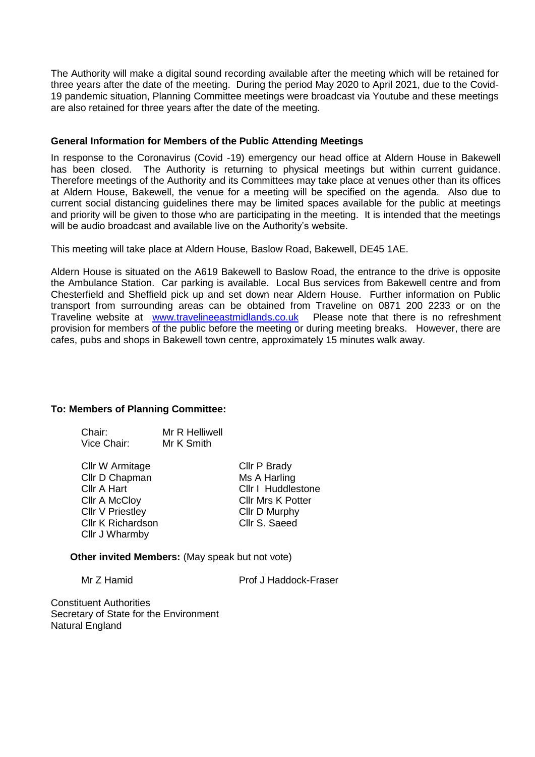The Authority will make a digital sound recording available after the meeting which will be retained for three years after the date of the meeting. During the period May 2020 to April 2021, due to the Covid-19 pandemic situation, Planning Committee meetings were broadcast via Youtube and these meetings are also retained for three years after the date of the meeting.

**General Information for Members of the Public Attending Meetings**

In response to the Coronavirus (Covid -19) emergency our head office at Aldern House in Bakewell has been closed. The Authority is returning to physical meetings but within current guidance. Therefore meetings of the Authority and its Committees may take place at venues other than its offices at Aldern House, Bakewell, the venue for a meeting will be specified on the agenda. Also due to current social distancing guidelines there may be limited spaces available for the public at meetings and priority will be given to those who are participating in the meeting. It is intended that the meetings will be audio broadcast and available live on the Authority's website.

This meeting will take place at Aldern House, Baslow Road, Bakewell, DE45 1AE.

Aldern House is situated on the A619 Bakewell to Baslow Road, the entrance to the drive is opposite the Ambulance Station. Car parking is available. Local Bus services from Bakewell centre and from Chesterfield and Sheffield pick up and set down near Aldern House. Further information on Public transport from surrounding areas can be obtained from Traveline on 0871 200 2233 or on the Traveline website at www.travelineeastmidlands.co.uk Please note that there is no refreshment provision for members of the public before the meeting or during meeting breaks. However, there are cafes, pubs and shops in Bakewell town centre, approximately 15 minutes walk away.

**To: Members of Planning Committee:**

Chair: Mr R Helliwell
Vice Chair: Mr K Smith

| | |
|---|---|
| Cllr W Armitage | Cllr P Brady |
| Cllr D Chapman | Ms A Harling |
| Cllr A Hart | Cllr I Huddlestone |
| Cllr A McCloy | Cllr Mrs K Potter |
| Cllr V Priestley | Cllr D Murphy |
| Cllr K Richardson | Cllr S. Saeed |
| Cllr J Wharmby | |

**Other invited Members:** (May speak but not vote)

Mr Z Hamid — Prof J Haddock-Fraser

Constituent Authorities
Secretary of State for the Environment
Natural England